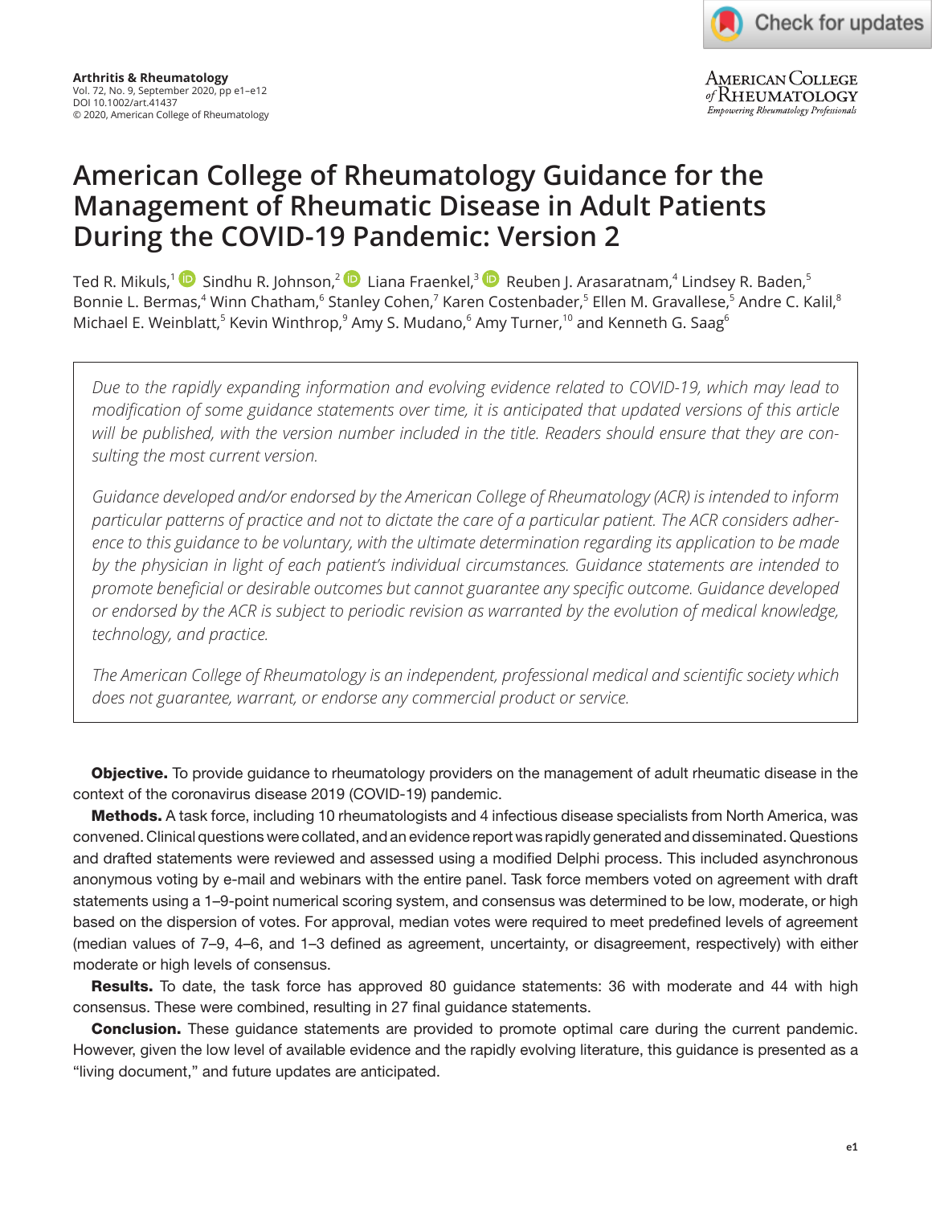# American College of Rheumatology Guidance for the Management of Rheumatic Disease in Adult Patients During the COVID-19 Pandemic: Version 2

Ted R. Mikuls,[1] Sindhu R. Johnson,[2] Liana Fraenkel,[3] Reuben J. Arasaratnam,[4] Lindsey R. Baden,[5] Bonnie L. Bermas,[4] Winn Chatham,[6] Stanley Cohen,[7] Karen Costenbader,[5] Ellen M. Gravallese,[5] Andre C. Kalil,[8] Michael E. Weinblatt,[5] Kevin Winthrop,[9] Amy S. Mudano,[6] Amy Turner,[10] and Kenneth G. Saag[6]

*Due to the rapidly expanding information and evolving evidence related to COVID-19, which may lead to modification of some guidance statements over time, it is anticipated that updated versions of this article will be published, with the version number included in the title. Readers should ensure that they are consulting the most current version.*

*Guidance developed and/or endorsed by the American College of Rheumatology (ACR) is intended to inform particular patterns of practice and not to dictate the care of a particular patient. The ACR considers adherence to this guidance to be voluntary, with the ultimate determination regarding its application to be made by the physician in light of each patient's individual circumstances. Guidance statements are intended to promote beneficial or desirable outcomes but cannot guarantee any specific outcome. Guidance developed or endorsed by the ACR is subject to periodic revision as warranted by the evolution of medical knowledge, technology, and practice.*

*The American College of Rheumatology is an independent, professional medical and scientific society which does not guarantee, warrant, or endorse any commercial product or service.*

**Objective.** To provide guidance to rheumatology providers on the management of adult rheumatic disease in the context of the coronavirus disease 2019 (COVID-19) pandemic.

**Methods.** A task force, including 10 rheumatologists and 4 infectious disease specialists from North America, was convened. Clinical questions were collated, and an evidence report was rapidly generated and disseminated. Questions and drafted statements were reviewed and assessed using a modified Delphi process. This included asynchronous anonymous voting by e-mail and webinars with the entire panel. Task force members voted on agreement with draft statements using a 1–9-point numerical scoring system, and consensus was determined to be low, moderate, or high based on the dispersion of votes. For approval, median votes were required to meet predefined levels of agreement (median values of 7–9, 4–6, and 1–3 defined as agreement, uncertainty, or disagreement, respectively) with either moderate or high levels of consensus.

**Results.** To date, the task force has approved 80 guidance statements: 36 with moderate and 44 with high consensus. These were combined, resulting in 27 final guidance statements.

**Conclusion.** These guidance statements are provided to promote optimal care during the current pandemic. However, given the low level of available evidence and the rapidly evolving literature, this guidance is presented as a "living document," and future updates are anticipated.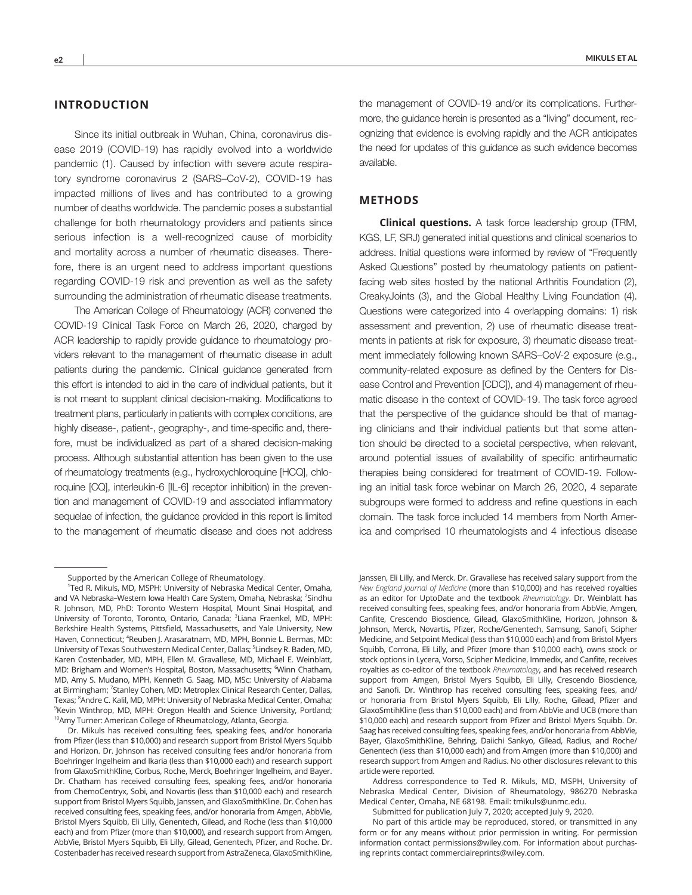## INTRODUCTION

Since its initial outbreak in Wuhan, China, coronavirus disease 2019 (COVID-19) has rapidly evolved into a worldwide pandemic (1). Caused by infection with severe acute respiratory syndrome coronavirus 2 (SARS–CoV-2), COVID-19 has impacted millions of lives and has contributed to a growing number of deaths worldwide. The pandemic poses a substantial challenge for both rheumatology providers and patients since serious infection is a well-recognized cause of morbidity and mortality across a number of rheumatic diseases. Therefore, there is an urgent need to address important questions regarding COVID-19 risk and prevention as well as the safety surrounding the administration of rheumatic disease treatments.

The American College of Rheumatology (ACR) convened the COVID-19 Clinical Task Force on March 26, 2020, charged by ACR leadership to rapidly provide guidance to rheumatology providers relevant to the management of rheumatic disease in adult patients during the pandemic. Clinical guidance generated from this effort is intended to aid in the care of individual patients, but it is not meant to supplant clinical decision-making. Modifications to treatment plans, particularly in patients with complex conditions, are highly disease-, patient-, geography-, and time-specific and, therefore, must be individualized as part of a shared decision-making process. Although substantial attention has been given to the use of rheumatology treatments (e.g., hydroxychloroquine [HCQ], chloroquine [CQ], interleukin-6 [IL-6] receptor inhibition) in the prevention and management of COVID-19 and associated inflammatory sequelae of infection, the guidance provided in this report is limited to the management of rheumatic disease and does not address the management of COVID-19 and/or its complications. Furthermore, the guidance herein is presented as a "living" document, recognizing that evidence is evolving rapidly and the ACR anticipates the need for updates of this guidance as such evidence becomes available.

## METHODS

**Clinical questions.** A task force leadership group (TRM, KGS, LF, SRJ) generated initial questions and clinical scenarios to address. Initial questions were informed by review of "Frequently Asked Questions" posted by rheumatology patients on patient-facing web sites hosted by the national Arthritis Foundation (2), CreakyJoints (3), and the Global Healthy Living Foundation (4). Questions were categorized into 4 overlapping domains: 1) risk assessment and prevention, 2) use of rheumatic disease treatments in patients at risk for exposure, 3) rheumatic disease treatment immediately following known SARS–CoV-2 exposure (e.g., community-related exposure as defined by the Centers for Disease Control and Prevention [CDC]), and 4) management of rheumatic disease in the context of COVID-19. The task force agreed that the perspective of the guidance should be that of managing clinicians and their individual patients but that some attention should be directed to a societal perspective, when relevant, around potential issues of availability of specific antirheumatic therapies being considered for treatment of COVID-19. Following an initial task force webinar on March 26, 2020, 4 separate subgroups were formed to address and refine questions in each domain. The task force included 14 members from North America and comprised 10 rheumatologists and 4 infectious disease

---

Supported by the American College of Rheumatology.

[1]Ted R. Mikuls, MD, MSPH: University of Nebraska Medical Center, Omaha, and VA Nebraska–Western Iowa Health Care System, Omaha, Nebraska; [2]Sindhu R. Johnson, MD, PhD: Toronto Western Hospital, Mount Sinai Hospital, and University of Toronto, Toronto, Ontario, Canada; [3]Liana Fraenkel, MD, MPH: Berkshire Health Systems, Pittsfield, Massachusetts, and Yale University, New Haven, Connecticut; [4]Reuben J. Arasaratnam, MD, MPH, Bonnie L. Bermas, MD: University of Texas Southwestern Medical Center, Dallas; [5]Lindsey R. Baden, MD, Karen Costenbader, MD, MPH, Ellen M. Gravallese, MD, Michael E. Weinblatt, MD: Brigham and Women's Hospital, Boston, Massachusetts; [6]Winn Chatham, MD, Amy S. Mudano, MPH, Kenneth G. Saag, MD, MSc: University of Alabama at Birmingham; [7]Stanley Cohen, MD: Metroplex Clinical Research Center, Dallas, Texas; [8]Andre C. Kalil, MD, MPH: University of Nebraska Medical Center, Omaha; [9]Kevin Winthrop, MD, MPH: Oregon Health and Science University, Portland; [10]Amy Turner: American College of Rheumatology, Atlanta, Georgia.

Dr. Mikuls has received consulting fees, speaking fees, and/or honoraria from Pfizer (less than $10,000) and research support from Bristol Myers Squibb and Horizon. Dr. Johnson has received consulting fees and/or honoraria from Boehringer Ingelheim and Ikaria (less than $10,000 each) and research support from GlaxoSmithKline, Corbus, Roche, Merck, Boehringer Ingelheim, and Bayer. Dr. Chatham has received consulting fees, speaking fees, and/or honoraria from ChemoCentryx, Sobi, and Novartis (less than $10,000 each) and research support from Bristol Myers Squibb, Janssen, and GlaxoSmithKline. Dr. Cohen has received consulting fees, speaking fees, and/or honoraria from Amgen, AbbVie, Bristol Myers Squibb, Eli Lilly, Genentech, Gilead, and Roche (less than $10,000 each) and from Pfizer (more than $10,000), and research support from Amgen, AbbVie, Bristol Myers Squibb, Eli Lilly, Gilead, Genentech, Pfizer, and Roche. Dr. Costenbader has received research support from AstraZeneca, GlaxoSmithKline, Janssen, Eli Lilly, and Merck. Dr. Gravallese has received salary support from the *New England Journal of Medicine* (more than $10,000) and has received royalties as an editor for UptoDate and the textbook *Rheumatology*. Dr. Weinblatt has received consulting fees, speaking fees, and/or honoraria from AbbVie, Amgen, Canfite, Crescendo Bioscience, Gilead, GlaxoSmithKline, Horizon, Johnson & Johnson, Merck, Novartis, Pfizer, Roche/Genentech, Samsung, Sanofi, Scipher Medicine, and Setpoint Medical (less than $10,000 each) and from Bristol Myers Squibb, Corrona, Eli Lilly, and Pfizer (more than $10,000 each), owns stock or stock options in Lycera, Vorso, Scipher Medicine, Immedix, and Canfite, receives royalties as co-editor of the textbook *Rheumatology*, and has received research support from Amgen, Bristol Myers Squibb, Eli Lilly, Crescendo Bioscience, and Sanofi. Dr. Winthrop has received consulting fees, speaking fees, and/or honoraria from Bristol Myers Squibb, Eli Lilly, Roche, Gilead, Pfizer and GlaxoSmtihKline (less than $10,000 each) and from AbbVie and UCB (more than $10,000 each) and research support from Pfizer and Bristol Myers Squibb. Dr. Saag has received consulting fees, speaking fees, and/or honoraria from AbbVie, Bayer, GlaxoSmithKline, Behring, Daiichi Sankyo, Gilead, Radius, and Roche/Genentech (less than $10,000 each) and from Amgen (more than $10,000) and research support from Amgen and Radius. No other disclosures relevant to this article were reported.

Address correspondence to Ted R. Mikuls, MD, MSPH, University of Nebraska Medical Center, Division of Rheumatology, 986270 Nebraska Medical Center, Omaha, NE 68198. Email: tmikuls@unmc.edu.

Submitted for publication July 7, 2020; accepted July 9, 2020.

No part of this article may be reproduced, stored, or transmitted in any form or for any means without prior permission in writing. For permission information contact permissions@wiley.com. For information about purchasing reprints contact commercialreprints@wiley.com.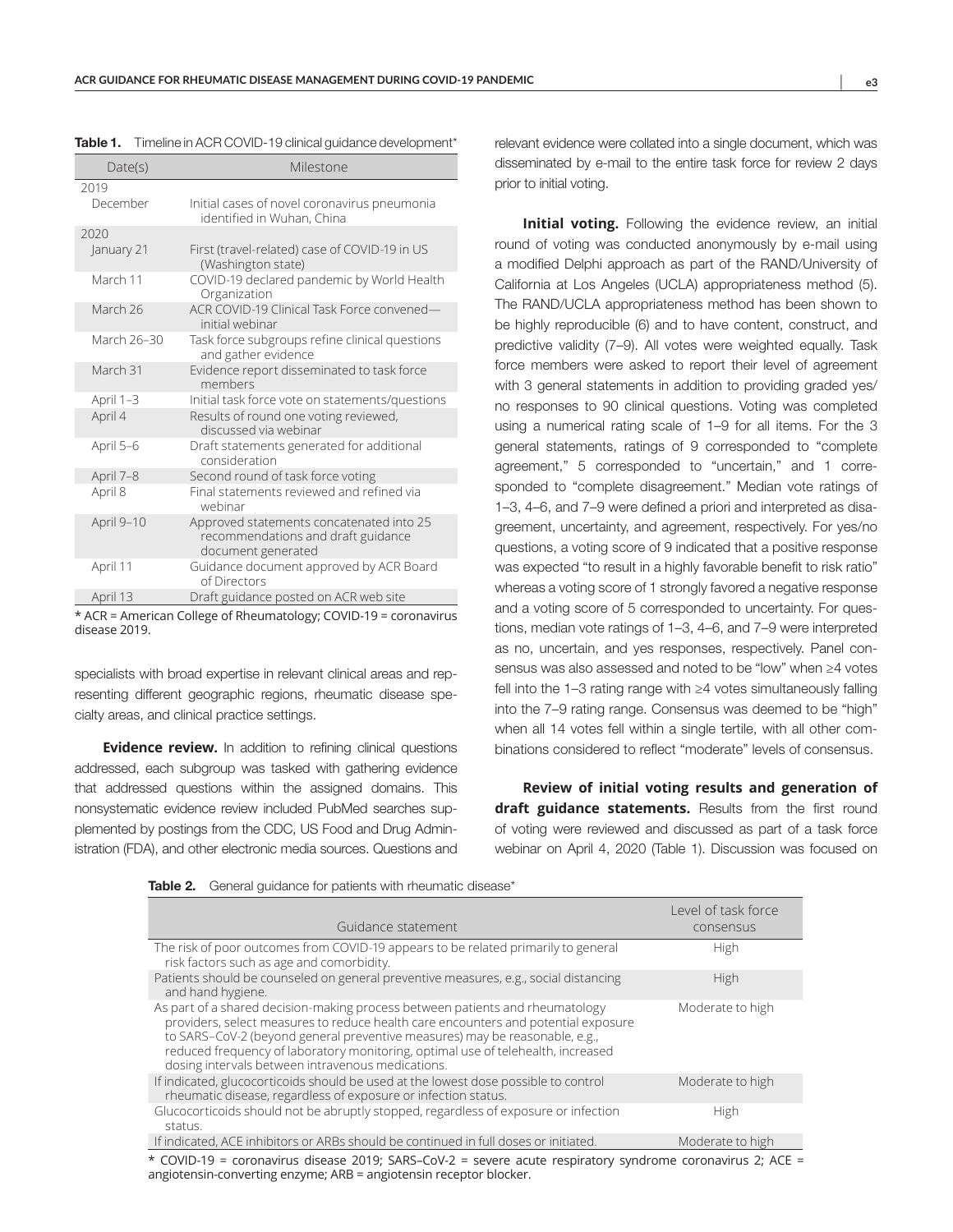**Table 1.** Timeline in ACR COVID-19 clinical guidance development*

| Date(s) | Milestone |
|---|---|
| 2019 | |
| December | Initial cases of novel coronavirus pneumonia identified in Wuhan, China |
| 2020 | |
| January 21 | First (travel-related) case of COVID-19 in US (Washington state) |
| March 11 | COVID-19 declared pandemic by World Health Organization |
| March 26 | ACR COVID-19 Clinical Task Force convened—initial webinar |
| March 26–30 | Task force subgroups refine clinical questions and gather evidence |
| March 31 | Evidence report disseminated to task force members |
| April 1–3 | Initial task force vote on statements/questions |
| April 4 | Results of round one voting reviewed, discussed via webinar |
| April 5–6 | Draft statements generated for additional consideration |
| April 7–8 | Second round of task force voting |
| April 8 | Final statements reviewed and refined via webinar |
| April 9–10 | Approved statements concatenated into 25 recommendations and draft guidance document generated |
| April 11 | Guidance document approved by ACR Board of Directors |
| April 13 | Draft guidance posted on ACR web site |

* ACR = American College of Rheumatology; COVID-19 = coronavirus disease 2019.

specialists with broad expertise in relevant clinical areas and representing different geographic regions, rheumatic disease specialty areas, and clinical practice settings.

**Evidence review.** In addition to refining clinical questions addressed, each subgroup was tasked with gathering evidence that addressed questions within the assigned domains. This nonsystematic evidence review included PubMed searches supplemented by postings from the CDC, US Food and Drug Administration (FDA), and other electronic media sources. Questions and relevant evidence were collated into a single document, which was disseminated by e-mail to the entire task force for review 2 days prior to initial voting.

**Initial voting.** Following the evidence review, an initial round of voting was conducted anonymously by e-mail using a modified Delphi approach as part of the RAND/University of California at Los Angeles (UCLA) appropriateness method (5). The RAND/UCLA appropriateness method has been shown to be highly reproducible (6) and to have content, construct, and predictive validity (7–9). All votes were weighted equally. Task force members were asked to report their level of agreement with 3 general statements in addition to providing graded yes/no responses to 90 clinical questions. Voting was completed using a numerical rating scale of 1–9 for all items. For the 3 general statements, ratings of 9 corresponded to "complete agreement," 5 corresponded to "uncertain," and 1 corresponded to "complete disagreement." Median vote ratings of 1–3, 4–6, and 7–9 were defined a priori and interpreted as disagreement, uncertainty, and agreement, respectively. For yes/no questions, a voting score of 9 indicated that a positive response was expected "to result in a highly favorable benefit to risk ratio" whereas a voting score of 1 strongly favored a negative response and a voting score of 5 corresponded to uncertainty. For questions, median vote ratings of 1–3, 4–6, and 7–9 were interpreted as no, uncertain, and yes responses, respectively. Panel consensus was also assessed and noted to be "low" when ≥4 votes fell into the 1–3 rating range with ≥4 votes simultaneously falling into the 7–9 rating range. Consensus was deemed to be "high" when all 14 votes fell within a single tertile, with all other combinations considered to reflect "moderate" levels of consensus.

**Review of initial voting results and generation of draft guidance statements.** Results from the first round of voting were reviewed and discussed as part of a task force webinar on April 4, 2020 (Table 1). Discussion was focused on

**Table 2.** General guidance for patients with rheumatic disease*

| Guidance statement | Level of task force consensus |
|---|---|
| The risk of poor outcomes from COVID-19 appears to be related primarily to general risk factors such as age and comorbidity. | High |
| Patients should be counseled on general preventive measures, e.g., social distancing and hand hygiene. | High |
| As part of a shared decision-making process between patients and rheumatology providers, select measures to reduce health care encounters and potential exposure to SARS–CoV-2 (beyond general preventive measures) may be reasonable, e.g., reduced frequency of laboratory monitoring, optimal use of telehealth, increased dosing intervals between intravenous medications. | Moderate to high |
| If indicated, glucocorticoids should be used at the lowest dose possible to control rheumatic disease, regardless of exposure or infection status. | Moderate to high |
| Glucocorticoids should not be abruptly stopped, regardless of exposure or infection status. | High |
| If indicated, ACE inhibitors or ARBs should be continued in full doses or initiated. | Moderate to high |

* COVID-19 = coronavirus disease 2019; SARS–CoV-2 = severe acute respiratory syndrome coronavirus 2; ACE = angiotensin-converting enzyme; ARB = angiotensin receptor blocker.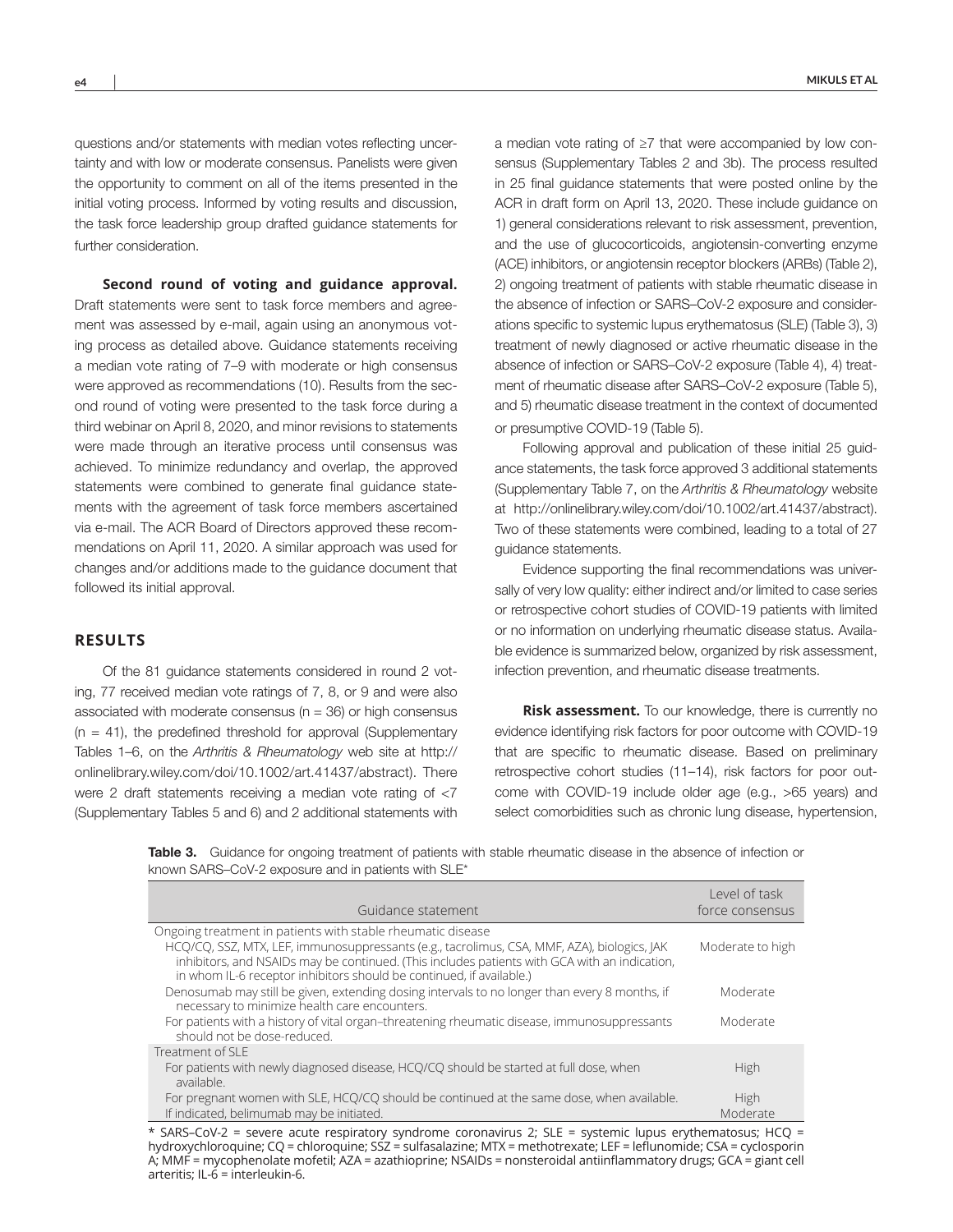questions and/or statements with median votes reflecting uncertainty and with low or moderate consensus. Panelists were given the opportunity to comment on all of the items presented in the initial voting process. Informed by voting results and discussion, the task force leadership group drafted guidance statements for further consideration.

**Second round of voting and guidance approval.** Draft statements were sent to task force members and agreement was assessed by e-mail, again using an anonymous voting process as detailed above. Guidance statements receiving a median vote rating of 7–9 with moderate or high consensus were approved as recommendations (10). Results from the second round of voting were presented to the task force during a third webinar on April 8, 2020, and minor revisions to statements were made through an iterative process until consensus was achieved. To minimize redundancy and overlap, the approved statements were combined to generate final guidance statements with the agreement of task force members ascertained via e-mail. The ACR Board of Directors approved these recommendations on April 11, 2020. A similar approach was used for changes and/or additions made to the guidance document that followed its initial approval.

## RESULTS

Of the 81 guidance statements considered in round 2 voting, 77 received median vote ratings of 7, 8, or 9 and were also associated with moderate consensus (n = 36) or high consensus (n = 41), the predefined threshold for approval (Supplementary Tables 1–6, on the *Arthritis & Rheumatology* web site at http://onlinelibrary.wiley.com/doi/10.1002/art.41437/abstract). There were 2 draft statements receiving a median vote rating of <7 (Supplementary Tables 5 and 6) and 2 additional statements with a median vote rating of ≥7 that were accompanied by low consensus (Supplementary Tables 2 and 3b). The process resulted in 25 final guidance statements that were posted online by the ACR in draft form on April 13, 2020. These include guidance on 1) general considerations relevant to risk assessment, prevention, and the use of glucocorticoids, angiotensin-converting enzyme (ACE) inhibitors, or angiotensin receptor blockers (ARBs) (Table 2), 2) ongoing treatment of patients with stable rheumatic disease in the absence of infection or SARS–CoV-2 exposure and considerations specific to systemic lupus erythematosus (SLE) (Table 3), 3) treatment of newly diagnosed or active rheumatic disease in the absence of infection or SARS–CoV-2 exposure (Table 4), 4) treatment of rheumatic disease after SARS–CoV-2 exposure (Table 5), and 5) rheumatic disease treatment in the context of documented or presumptive COVID-19 (Table 5).

Following approval and publication of these initial 25 guidance statements, the task force approved 3 additional statements (Supplementary Table 7, on the *Arthritis & Rheumatology* website at http://onlinelibrary.wiley.com/doi/10.1002/art.41437/abstract). Two of these statements were combined, leading to a total of 27 guidance statements.

Evidence supporting the final recommendations was universally of very low quality: either indirect and/or limited to case series or retrospective cohort studies of COVID-19 patients with limited or no information on underlying rheumatic disease status. Available evidence is summarized below, organized by risk assessment, infection prevention, and rheumatic disease treatments.

**Risk assessment.** To our knowledge, there is currently no evidence identifying risk factors for poor outcome with COVID-19 that are specific to rheumatic disease. Based on preliminary retrospective cohort studies (11–14), risk factors for poor outcome with COVID-19 include older age (e.g., >65 years) and select comorbidities such as chronic lung disease, hypertension,

**Table 3.** Guidance for ongoing treatment of patients with stable rheumatic disease in the absence of infection or known SARS–CoV-2 exposure and in patients with SLE*

| Guidance statement | Level of task force consensus |
|---|---|
| Ongoing treatment in patients with stable rheumatic disease | |
| HCQ/CQ, SSZ, MTX, LEF, immunosuppressants (e.g., tacrolimus, CSA, MMF, AZA), biologics, JAK inhibitors, and NSAIDs may be continued. (This includes patients with GCA with an indication, in whom IL-6 receptor inhibitors should be continued, if available.) | Moderate to high |
| Denosumab may still be given, extending dosing intervals to no longer than every 8 months, if necessary to minimize health care encounters. | Moderate |
| For patients with a history of vital organ–threatening rheumatic disease, immunosuppressants should not be dose-reduced. | Moderate |
| Treatment of SLE | |
| For patients with newly diagnosed disease, HCQ/CQ should be started at full dose, when available. | High |
| For pregnant women with SLE, HCQ/CQ should be continued at the same dose, when available. | High |
| If indicated, belimumab may be initiated. | Moderate |

* SARS–CoV-2 = severe acute respiratory syndrome coronavirus 2; SLE = systemic lupus erythematosus; HCQ = hydroxychloroquine; CQ = chloroquine; SSZ = sulfasalazine; MTX = methotrexate; LEF = leflunomide; CSA = cyclosporin A; MMF = mycophenolate mofetil; AZA = azathioprine; NSAIDs = nonsteroidal antiinflammatory drugs; GCA = giant cell arteritis; IL-6 = interleukin-6.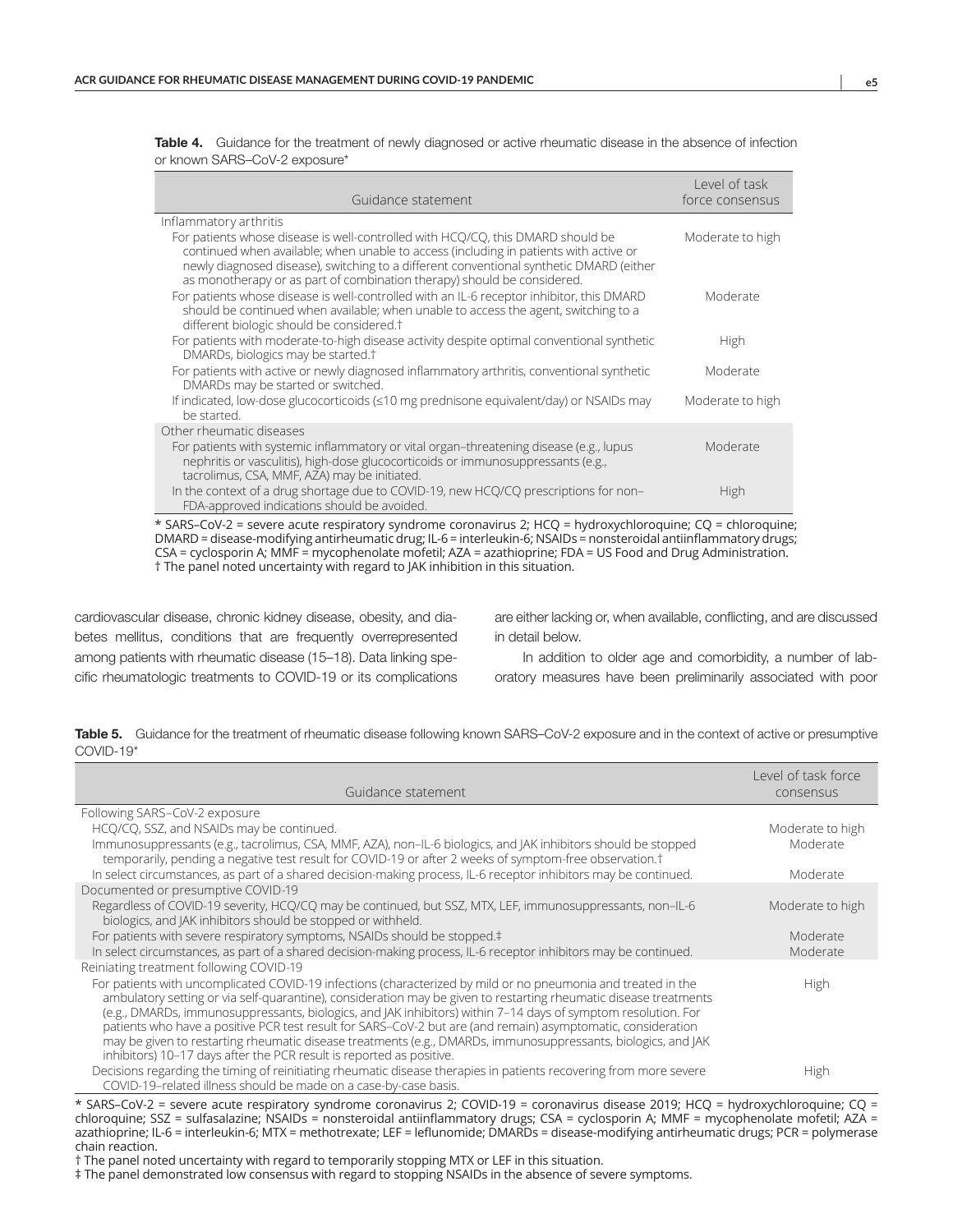**Table 4.** Guidance for the treatment of newly diagnosed or active rheumatic disease in the absence of infection or known SARS–CoV-2 exposure*

| Guidance statement | Level of task force consensus |
|---|---|
| Inflammatory arthritis | |
| For patients whose disease is well-controlled with HCQ/CQ, this DMARD should be continued when available; when unable to access (including in patients with active or newly diagnosed disease), switching to a different conventional synthetic DMARD (either as monotherapy or as part of combination therapy) should be considered. | Moderate to high |
| For patients whose disease is well-controlled with an IL-6 receptor inhibitor, this DMARD should be continued when available; when unable to access the agent, switching to a different biologic should be considered.† | Moderate |
| For patients with moderate-to-high disease activity despite optimal conventional synthetic DMARDs, biologics may be started.† | High |
| For patients with active or newly diagnosed inflammatory arthritis, conventional synthetic DMARDs may be started or switched. | Moderate |
| If indicated, low-dose glucocorticoids (≤10 mg prednisone equivalent/day) or NSAIDs may be started. | Moderate to high |
| Other rheumatic diseases | |
| For patients with systemic inflammatory or vital organ–threatening disease (e.g., lupus nephritis or vasculitis), high-dose glucocorticoids or immunosuppressants (e.g., tacrolimus, CSA, MMF, AZA) may be initiated. | Moderate |
| In the context of a drug shortage due to COVID-19, new HCQ/CQ prescriptions for non–FDA-approved indications should be avoided. | High |

* SARS–CoV-2 = severe acute respiratory syndrome coronavirus 2; HCQ = hydroxychloroquine; CQ = chloroquine; DMARD = disease-modifying antirheumatic drug; IL-6 = interleukin-6; NSAIDs = nonsteroidal antiinflammatory drugs; CSA = cyclosporin A; MMF = mycophenolate mofetil; AZA = azathioprine; FDA = US Food and Drug Administration.
† The panel noted uncertainty with regard to JAK inhibition in this situation.

cardiovascular disease, chronic kidney disease, obesity, and diabetes mellitus, conditions that are frequently overrepresented among patients with rheumatic disease (15–18). Data linking specific rheumatologic treatments to COVID-19 or its complications are either lacking or, when available, conflicting, and are discussed in detail below.

In addition to older age and comorbidity, a number of laboratory measures have been preliminarily associated with poor

**Table 5.** Guidance for the treatment of rheumatic disease following known SARS–CoV-2 exposure and in the context of active or presumptive COVID-19*

| Guidance statement | Level of task force consensus |
|---|---|
| Following SARS–CoV-2 exposure | |
| HCQ/CQ, SSZ, and NSAIDs may be continued. | Moderate to high |
| Immunosuppressants (e.g., tacrolimus, CSA, MMF, AZA), non–IL-6 biologics, and JAK inhibitors should be stopped temporarily, pending a negative test result for COVID-19 or after 2 weeks of symptom-free observation.† | Moderate |
| In select circumstances, as part of a shared decision-making process, IL-6 receptor inhibitors may be continued. | Moderate |
| Documented or presumptive COVID-19 | |
| Regardless of COVID-19 severity, HCQ/CQ may be continued, but SSZ, MTX, LEF, immunosuppressants, non–IL-6 biologics, and JAK inhibitors should be stopped or withheld. | Moderate to high |
| For patients with severe respiratory symptoms, NSAIDs should be stopped.‡ | Moderate |
| In select circumstances, as part of a shared decision-making process, IL-6 receptor inhibitors may be continued. | Moderate |
| Reiniating treatment following COVID-19 | |
| For patients with uncomplicated COVID-19 infections (characterized by mild or no pneumonia and treated in the ambulatory setting or via self-quarantine), consideration may be given to restarting rheumatic disease treatments (e.g., DMARDs, immunosuppressants, biologics, and JAK inhibitors) within 7–14 days of symptom resolution. For patients who have a positive PCR test result for SARS–CoV-2 but are (and remain) asymptomatic, consideration may be given to restarting rheumatic disease treatments (e.g., DMARDs, immunosuppressants, biologics, and JAK inhibitors) 10–17 days after the PCR result is reported as positive. | High |
| Decisions regarding the timing of reinitiating rheumatic disease therapies in patients recovering from more severe COVID-19–related illness should be made on a case-by-case basis. | High |

* SARS–CoV-2 = severe acute respiratory syndrome coronavirus 2; COVID-19 = coronavirus disease 2019; HCQ = hydroxychloroquine; CQ = chloroquine; SSZ = sulfasalazine; NSAIDs = nonsteroidal antiinflammatory drugs; CSA = cyclosporin A; MMF = mycophenolate mofetil; AZA = azathioprine; IL-6 = interleukin-6; MTX = methotrexate; LEF = leflunomide; DMARDs = disease-modifying antirheumatic drugs; PCR = polymerase chain reaction.
† The panel noted uncertainty with regard to temporarily stopping MTX or LEF in this situation.
‡ The panel demonstrated low consensus with regard to stopping NSAIDs in the absence of severe symptoms.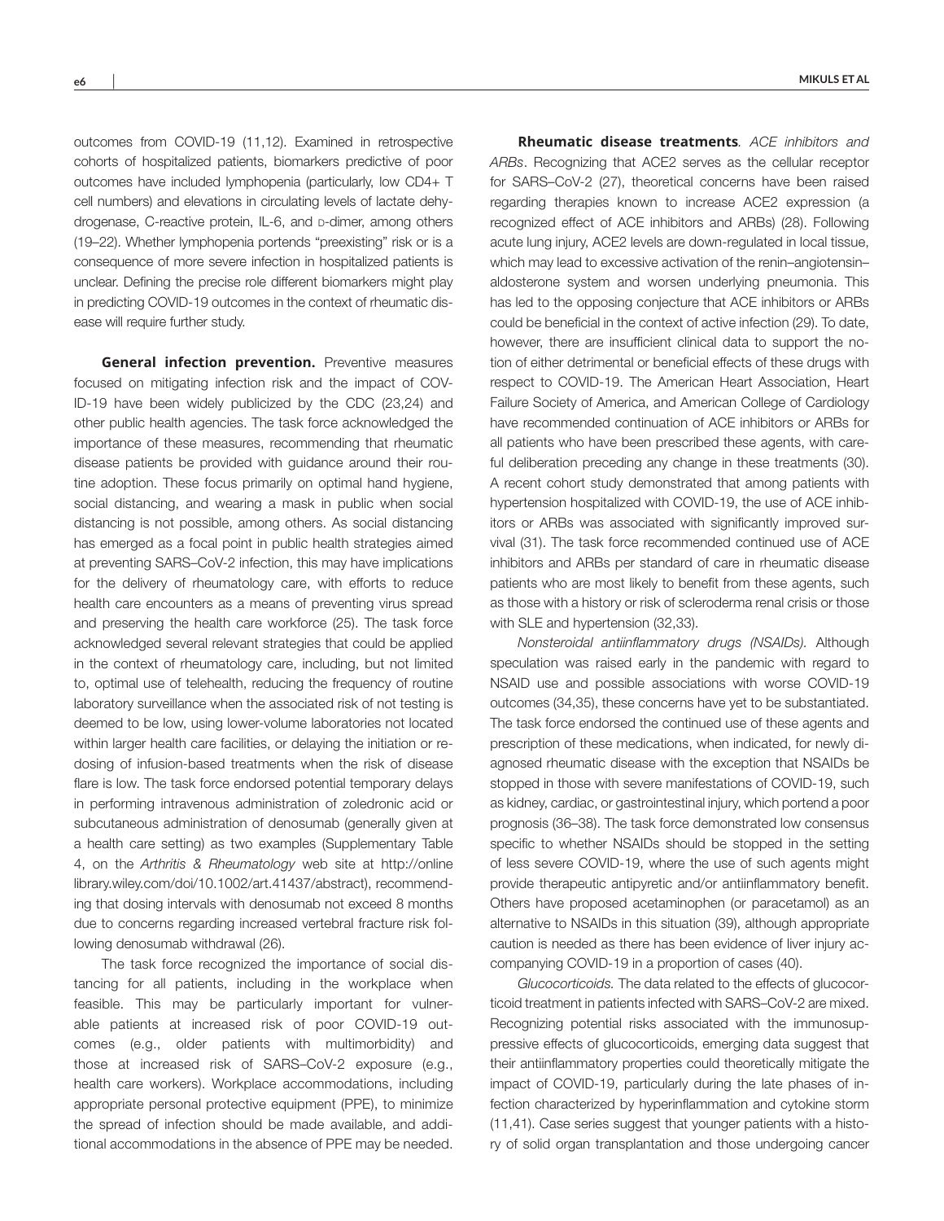outcomes from COVID-19 (11,12). Examined in retrospective cohorts of hospitalized patients, biomarkers predictive of poor outcomes have included lymphopenia (particularly, low CD4+ T cell numbers) and elevations in circulating levels of lactate dehydrogenase, C-reactive protein, IL-6, and D-dimer, among others (19–22). Whether lymphopenia portends "preexisting" risk or is a consequence of more severe infection in hospitalized patients is unclear. Defining the precise role different biomarkers might play in predicting COVID-19 outcomes in the context of rheumatic disease will require further study.

**General infection prevention.** Preventive measures focused on mitigating infection risk and the impact of COVID-19 have been widely publicized by the CDC (23,24) and other public health agencies. The task force acknowledged the importance of these measures, recommending that rheumatic disease patients be provided with guidance around their routine adoption. These focus primarily on optimal hand hygiene, social distancing, and wearing a mask in public when social distancing is not possible, among others. As social distancing has emerged as a focal point in public health strategies aimed at preventing SARS–CoV-2 infection, this may have implications for the delivery of rheumatology care, with efforts to reduce health care encounters as a means of preventing virus spread and preserving the health care workforce (25). The task force acknowledged several relevant strategies that could be applied in the context of rheumatology care, including, but not limited to, optimal use of telehealth, reducing the frequency of routine laboratory surveillance when the associated risk of not testing is deemed to be low, using lower-volume laboratories not located within larger health care facilities, or delaying the initiation or redosing of infusion-based treatments when the risk of disease flare is low. The task force endorsed potential temporary delays in performing intravenous administration of zoledronic acid or subcutaneous administration of denosumab (generally given at a health care setting) as two examples (Supplementary Table 4, on the *Arthritis & Rheumatology* web site at http://onlinelibrary.wiley.com/doi/10.1002/art.41437/abstract), recommending that dosing intervals with denosumab not exceed 8 months due to concerns regarding increased vertebral fracture risk following denosumab withdrawal (26).

The task force recognized the importance of social distancing for all patients, including in the workplace when feasible. This may be particularly important for vulnerable patients at increased risk of poor COVID-19 outcomes (e.g., older patients with multimorbidity) and those at increased risk of SARS–CoV-2 exposure (e.g., health care workers). Workplace accommodations, including appropriate personal protective equipment (PPE), to minimize the spread of infection should be made available, and additional accommodations in the absence of PPE may be needed.

**Rheumatic disease treatments**. *ACE inhibitors and ARBs*. Recognizing that ACE2 serves as the cellular receptor for SARS–CoV-2 (27), theoretical concerns have been raised regarding therapies known to increase ACE2 expression (a recognized effect of ACE inhibitors and ARBs) (28). Following acute lung injury, ACE2 levels are down-regulated in local tissue, which may lead to excessive activation of the renin–angiotensin–aldosterone system and worsen underlying pneumonia. This has led to the opposing conjecture that ACE inhibitors or ARBs could be beneficial in the context of active infection (29). To date, however, there are insufficient clinical data to support the notion of either detrimental or beneficial effects of these drugs with respect to COVID-19. The American Heart Association, Heart Failure Society of America, and American College of Cardiology have recommended continuation of ACE inhibitors or ARBs for all patients who have been prescribed these agents, with careful deliberation preceding any change in these treatments (30). A recent cohort study demonstrated that among patients with hypertension hospitalized with COVID-19, the use of ACE inhibitors or ARBs was associated with significantly improved survival (31). The task force recommended continued use of ACE inhibitors and ARBs per standard of care in rheumatic disease patients who are most likely to benefit from these agents, such as those with a history or risk of scleroderma renal crisis or those with SLE and hypertension (32,33).

*Nonsteroidal antiinflammatory drugs (NSAIDs).* Although speculation was raised early in the pandemic with regard to NSAID use and possible associations with worse COVID-19 outcomes (34,35), these concerns have yet to be substantiated. The task force endorsed the continued use of these agents and prescription of these medications, when indicated, for newly diagnosed rheumatic disease with the exception that NSAIDs be stopped in those with severe manifestations of COVID-19, such as kidney, cardiac, or gastrointestinal injury, which portend a poor prognosis (36–38). The task force demonstrated low consensus specific to whether NSAIDs should be stopped in the setting of less severe COVID-19, where the use of such agents might provide therapeutic antipyretic and/or antiinflammatory benefit. Others have proposed acetaminophen (or paracetamol) as an alternative to NSAIDs in this situation (39), although appropriate caution is needed as there has been evidence of liver injury accompanying COVID-19 in a proportion of cases (40).

*Glucocorticoids.* The data related to the effects of glucocorticoid treatment in patients infected with SARS–CoV-2 are mixed. Recognizing potential risks associated with the immunosuppressive effects of glucocorticoids, emerging data suggest that their antiinflammatory properties could theoretically mitigate the impact of COVID-19, particularly during the late phases of infection characterized by hyperinflammation and cytokine storm (11,41). Case series suggest that younger patients with a history of solid organ transplantation and those undergoing cancer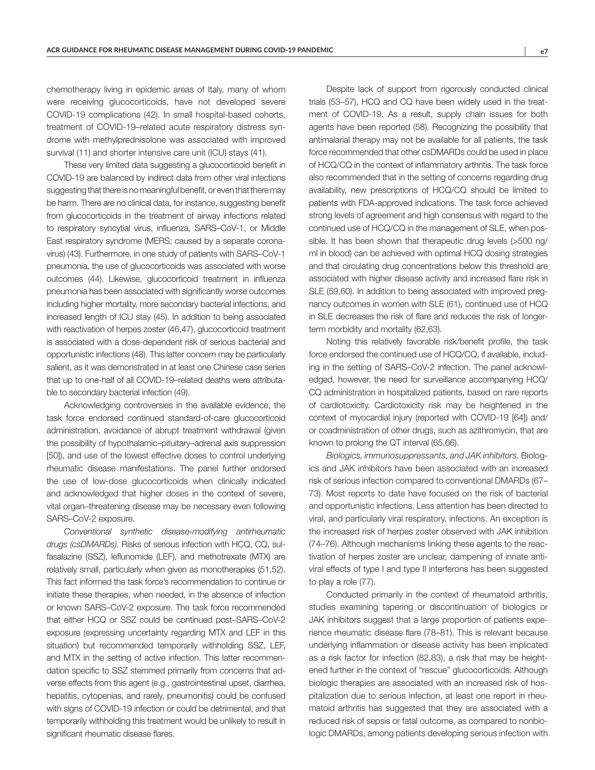chemotherapy living in epidemic areas of Italy, many of whom were receiving glucocorticoids, have not developed severe COVID-19 complications (42). In small hospital-based cohorts, treatment of COVID-19–related acute respiratory distress syndrome with methylprednisolone was associated with improved survival (11) and shorter intensive care unit (ICU) stays (41).

These very limited data suggesting a glucocorticoid benefit in COVID-19 are balanced by indirect data from other viral infections suggesting that there is no meaningful benefit, or even that there may be harm. There are no clinical data, for instance, suggesting benefit from glucocorticoids in the treatment of airway infections related to respiratory syncytial virus, influenza, SARS–CoV-1, or Middle East respiratory syndrome (MERS; caused by a separate coronavirus) (43). Furthermore, in one study of patients with SARS–CoV-1 pneumonia, the use of glucocorticoids was associated with worse outcomes (44). Likewise, glucocorticoid treatment in influenza pneumonia has been associated with significantly worse outcomes including higher mortality, more secondary bacterial infections, and increased length of ICU stay (45). In addition to being associated with reactivation of herpes zoster (46,47), glucocorticoid treatment is associated with a dose-dependent risk of serious bacterial and opportunistic infections (48). This latter concern may be particularly salient, as it was demonstrated in at least one Chinese case series that up to one-half of all COVID-19–related deaths were attributable to secondary bacterial infection (49).

Acknowledging controversies in the available evidence, the task force endorsed continued standard-of-care glucocorticoid administration, avoidance of abrupt treatment withdrawal (given the possibility of hypothalamic–pituitary–adrenal axis suppression [50]), and use of the lowest effective doses to control underlying rheumatic disease manifestations. The panel further endorsed the use of low-dose glucocorticoids when clinically indicated and acknowledged that higher doses in the context of severe, vital organ–threatening disease may be necessary even following SARS–CoV-2 exposure.

*Conventional synthetic disease-modifying antirheumatic drugs (csDMARDs).* Risks of serious infection with HCQ, CQ, sulfasalazine (SSZ), leflunomide (LEF), and methotrexate (MTX) are relatively small, particularly when given as monotherapies (51,52). This fact informed the task force's recommendation to continue or initiate these therapies, when needed, in the absence of infection or known SARS–CoV-2 exposure. The task force recommended that either HCQ or SSZ could be continued post–SARS–CoV-2 exposure (expressing uncertainty regarding MTX and LEF in this situation) but recommended temporarily withholding SSZ, LEF, and MTX in the setting of active infection. This latter recommendation specific to SSZ stemmed primarily from concerns that adverse effects from this agent (e.g., gastrointestinal upset, diarrhea, hepatitis, cytopenias, and rarely, pneumonitis) could be confused with signs of COVID-19 infection or could be detrimental, and that temporarily withholding this treatment would be unlikely to result in significant rheumatic disease flares.

Despite lack of support from rigorously conducted clinical trials (53–57), HCQ and CQ have been widely used in the treatment of COVID-19. As a result, supply chain issues for both agents have been reported (58). Recognizing the possibility that antimalarial therapy may not be available for all patients, the task force recommended that other csDMARDs could be used in place of HCQ/CQ in the context of inflammatory arthritis. The task force also recommended that in the setting of concerns regarding drug availability, new prescriptions of HCQ/CQ should be limited to patients with FDA-approved indications. The task force achieved strong levels of agreement and high consensus with regard to the continued use of HCQ/CQ in the management of SLE, when possible. It has been shown that therapeutic drug levels (>500 ng/ml in blood) can be achieved with optimal HCQ dosing strategies and that circulating drug concentrations below this threshold are associated with higher disease activity and increased flare risk in SLE (59,60). In addition to being associated with improved pregnancy outcomes in women with SLE (61), continued use of HCQ in SLE decreases the risk of flare and reduces the risk of longer-term morbidity and mortality (62,63).

Noting this relatively favorable risk/benefit profile, the task force endorsed the continued use of HCQ/CQ, if available, including in the setting of SARS–CoV-2 infection. The panel acknowledged, however, the need for surveillance accompanying HCQ/CQ administration in hospitalized patients, based on rare reports of cardiotoxicity. Cardiotoxicity risk may be heightened in the context of myocardial injury (reported with COVID-19 [64]) and/or coadministration of other drugs, such as azithromycin, that are known to prolong the QT interval (65,66).

*Biologics, immunosuppressants, and JAK inhibitors.* Biologics and JAK inhibitors have been associated with an increased risk of serious infection compared to conventional DMARDs (67–73). Most reports to date have focused on the risk of bacterial and opportunistic infections. Less attention has been directed to viral, and particularly viral respiratory, infections. An exception is the increased risk of herpes zoster observed with JAK inhibition (74–76). Although mechanisms linking these agents to the reactivation of herpes zoster are unclear, dampening of innate antiviral effects of type I and type II interferons has been suggested to play a role (77).

Conducted primarily in the context of rheumatoid arthritis, studies examining tapering or discontinuation of biologics or JAK inhibitors suggest that a large proportion of patients experience rheumatic disease flare (78–81). This is relevant because underlying inflammation or disease activity has been implicated as a risk factor for infection (82,83), a risk that may be heightened further in the context of "rescue" glucocorticoids. Although biologic therapies are associated with an increased risk of hospitalization due to serious infection, at least one report in rheumatoid arthritis has suggested that they are associated with a reduced risk of sepsis or fatal outcome, as compared to nonbiologic DMARDs, among patients developing serious infection with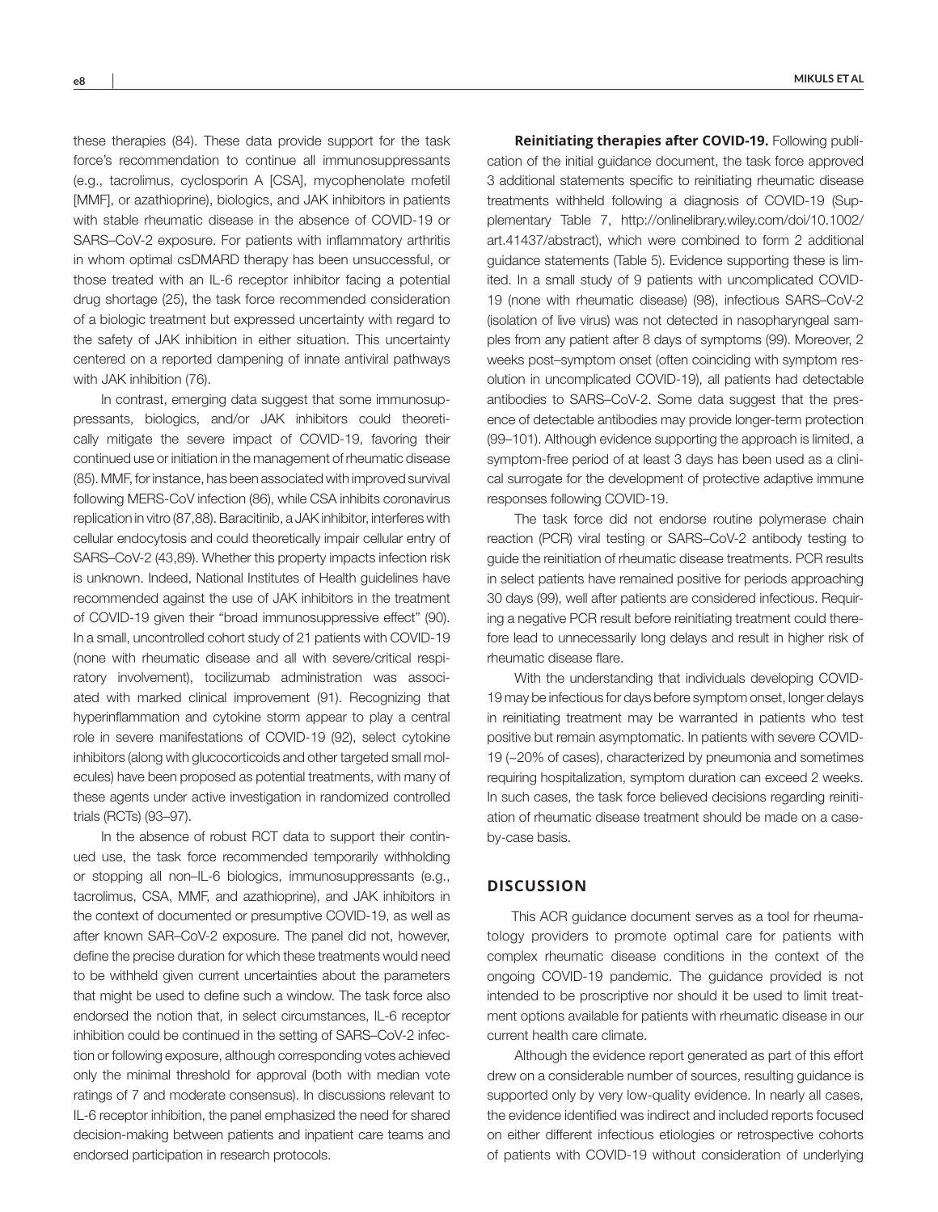these therapies (84). These data provide support for the task force's recommendation to continue all immunosuppressants (e.g., tacrolimus, cyclosporin A [CSA], mycophenolate mofetil [MMF], or azathioprine), biologics, and JAK inhibitors in patients with stable rheumatic disease in the absence of COVID-19 or SARS–CoV-2 exposure. For patients with inflammatory arthritis in whom optimal csDMARD therapy has been unsuccessful, or those treated with an IL-6 receptor inhibitor facing a potential drug shortage (25), the task force recommended consideration of a biologic treatment but expressed uncertainty with regard to the safety of JAK inhibition in either situation. This uncertainty centered on a reported dampening of innate antiviral pathways with JAK inhibition (76).

In contrast, emerging data suggest that some immunosuppressants, biologics, and/or JAK inhibitors could theoretically mitigate the severe impact of COVID-19, favoring their continued use or initiation in the management of rheumatic disease (85). MMF, for instance, has been associated with improved survival following MERS-CoV infection (86), while CSA inhibits coronavirus replication in vitro (87,88). Baracitinib, a JAK inhibitor, interferes with cellular endocytosis and could theoretically impair cellular entry of SARS–CoV-2 (43,89). Whether this property impacts infection risk is unknown. Indeed, National Institutes of Health guidelines have recommended against the use of JAK inhibitors in the treatment of COVID-19 given their "broad immunosuppressive effect" (90). In a small, uncontrolled cohort study of 21 patients with COVID-19 (none with rheumatic disease and all with severe/critical respiratory involvement), tocilizumab administration was associated with marked clinical improvement (91). Recognizing that hyperinflammation and cytokine storm appear to play a central role in severe manifestations of COVID-19 (92), select cytokine inhibitors (along with glucocorticoids and other targeted small molecules) have been proposed as potential treatments, with many of these agents under active investigation in randomized controlled trials (RCTs) (93–97).

In the absence of robust RCT data to support their continued use, the task force recommended temporarily withholding or stopping all non–IL-6 biologics, immunosuppressants (e.g., tacrolimus, CSA, MMF, and azathioprine), and JAK inhibitors in the context of documented or presumptive COVID-19, as well as after known SAR–CoV-2 exposure. The panel did not, however, define the precise duration for which these treatments would need to be withheld given current uncertainties about the parameters that might be used to define such a window. The task force also endorsed the notion that, in select circumstances, IL-6 receptor inhibition could be continued in the setting of SARS–CoV-2 infection or following exposure, although corresponding votes achieved only the minimal threshold for approval (both with median vote ratings of 7 and moderate consensus). In discussions relevant to IL-6 receptor inhibition, the panel emphasized the need for shared decision-making between patients and inpatient care teams and endorsed participation in research protocols.

**Reinitiating therapies after COVID-19.** Following publication of the initial guidance document, the task force approved 3 additional statements specific to reinitiating rheumatic disease treatments withheld following a diagnosis of COVID-19 (Supplementary Table 7, http://onlinelibrary.wiley.com/doi/10.1002/art.41437/abstract), which were combined to form 2 additional guidance statements (Table 5). Evidence supporting these is limited. In a small study of 9 patients with uncomplicated COVID-19 (none with rheumatic disease) (98), infectious SARS–CoV-2 (isolation of live virus) was not detected in nasopharyngeal samples from any patient after 8 days of symptoms (99). Moreover, 2 weeks post–symptom onset (often coinciding with symptom resolution in uncomplicated COVID-19), all patients had detectable antibodies to SARS–CoV-2. Some data suggest that the presence of detectable antibodies may provide longer-term protection (99–101). Although evidence supporting the approach is limited, a symptom-free period of at least 3 days has been used as a clinical surrogate for the development of protective adaptive immune responses following COVID-19.

The task force did not endorse routine polymerase chain reaction (PCR) viral testing or SARS–CoV-2 antibody testing to guide the reinitiation of rheumatic disease treatments. PCR results in select patients have remained positive for periods approaching 30 days (99), well after patients are considered infectious. Requiring a negative PCR result before reinitiating treatment could therefore lead to unnecessarily long delays and result in higher risk of rheumatic disease flare.

With the understanding that individuals developing COVID-19 may be infectious for days before symptom onset, longer delays in reinitiating treatment may be warranted in patients who test positive but remain asymptomatic. In patients with severe COVID-19 (~20% of cases), characterized by pneumonia and sometimes requiring hospitalization, symptom duration can exceed 2 weeks. In such cases, the task force believed decisions regarding reinitiation of rheumatic disease treatment should be made on a case-by-case basis.

## DISCUSSION

This ACR guidance document serves as a tool for rheumatology providers to promote optimal care for patients with complex rheumatic disease conditions in the context of the ongoing COVID-19 pandemic. The guidance provided is not intended to be proscriptive nor should it be used to limit treatment options available for patients with rheumatic disease in our current health care climate.

Although the evidence report generated as part of this effort drew on a considerable number of sources, resulting guidance is supported only by very low-quality evidence. In nearly all cases, the evidence identified was indirect and included reports focused on either different infectious etiologies or retrospective cohorts of patients with COVID-19 without consideration of underlying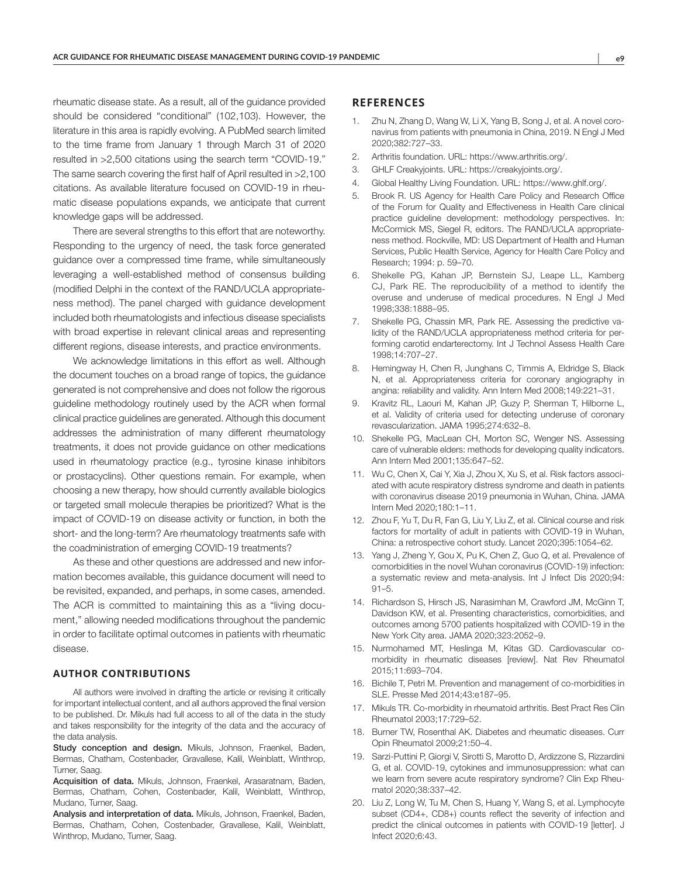rheumatic disease state. As a result, all of the guidance provided should be considered "conditional" (102,103). However, the literature in this area is rapidly evolving. A PubMed search limited to the time frame from January 1 through March 31 of 2020 resulted in >2,500 citations using the search term "COVID-19." The same search covering the first half of April resulted in >2,100 citations. As available literature focused on COVID-19 in rheumatic disease populations expands, we anticipate that current knowledge gaps will be addressed.

There are several strengths to this effort that are noteworthy. Responding to the urgency of need, the task force generated guidance over a compressed time frame, while simultaneously leveraging a well-established method of consensus building (modified Delphi in the context of the RAND/UCLA appropriateness method). The panel charged with guidance development included both rheumatologists and infectious disease specialists with broad expertise in relevant clinical areas and representing different regions, disease interests, and practice environments.

We acknowledge limitations in this effort as well. Although the document touches on a broad range of topics, the guidance generated is not comprehensive and does not follow the rigorous guideline methodology routinely used by the ACR when formal clinical practice guidelines are generated. Although this document addresses the administration of many different rheumatology treatments, it does not provide guidance on other medications used in rheumatology practice (e.g., tyrosine kinase inhibitors or prostacyclins). Other questions remain. For example, when choosing a new therapy, how should currently available biologics or targeted small molecule therapies be prioritized? What is the impact of COVID-19 on disease activity or function, in both the short- and the long-term? Are rheumatology treatments safe with the coadministration of emerging COVID-19 treatments?

As these and other questions are addressed and new information becomes available, this guidance document will need to be revisited, expanded, and perhaps, in some cases, amended. The ACR is committed to maintaining this as a "living document," allowing needed modifications throughout the pandemic in order to facilitate optimal outcomes in patients with rheumatic disease.

## AUTHOR CONTRIBUTIONS

All authors were involved in drafting the article or revising it critically for important intellectual content, and all authors approved the final version to be published. Dr. Mikuls had full access to all of the data in the study and takes responsibility for the integrity of the data and the accuracy of the data analysis.

**Study conception and design.** Mikuls, Johnson, Fraenkel, Baden, Bermas, Chatham, Costenbader, Gravallese, Kalil, Weinblatt, Winthrop, Turner, Saag.

**Acquisition of data.** Mikuls, Johnson, Fraenkel, Arasaratnam, Baden, Bermas, Chatham, Cohen, Costenbader, Kalil, Weinblatt, Winthrop, Mudano, Turner, Saag.

**Analysis and interpretation of data.** Mikuls, Johnson, Fraenkel, Baden, Bermas, Chatham, Cohen, Costenbader, Gravallese, Kalil, Weinblatt, Winthrop, Mudano, Turner, Saag.

## REFERENCES

1. Zhu N, Zhang D, Wang W, Li X, Yang B, Song J, et al. A novel coronavirus from patients with pneumonia in China, 2019. N Engl J Med 2020;382:727–33.
2. Arthritis foundation. URL: https://www.arthritis.org/.
3. GHLF Creakyjoints. URL: https://creakyjoints.org/.
4. Global Healthy Living Foundation. URL: https://www.ghlf.org/.
5. Brook R. US Agency for Health Care Policy and Research Office of the Forum for Quality and Effectiveness in Health Care clinical practice guideline development: methodology perspectives. In: McCormick MS, Siegel R, editors. The RAND/UCLA appropriateness method. Rockville, MD: US Department of Health and Human Services, Public Health Service, Agency for Health Care Policy and Research; 1994: p. 59–70.
6. Shekelle PG, Kahan JP, Bernstein SJ, Leape LL, Kamberg CJ, Park RE. The reproducibility of a method to identify the overuse and underuse of medical procedures. N Engl J Med 1998;338:1888–95.
7. Shekelle PG, Chassin MR, Park RE. Assessing the predictive validity of the RAND/UCLA appropriateness method criteria for performing carotid endarterectomy. Int J Technol Assess Health Care 1998;14:707–27.
8. Hemingway H, Chen R, Junghans C, Timmis A, Eldridge S, Black N, et al. Appropriateness criteria for coronary angiography in angina: reliability and validity. Ann Intern Med 2008;149:221–31.
9. Kravitz RL, Laouri M, Kahan JP, Guzy P, Sherman T, Hilborne L, et al. Validity of criteria used for detecting underuse of coronary revascularization. JAMA 1995;274:632–8.
10. Shekelle PG, MacLean CH, Morton SC, Wenger NS. Assessing care of vulnerable elders: methods for developing quality indicators. Ann Intern Med 2001;135:647–52.
11. Wu C, Chen X, Cai Y, Xia J, Zhou X, Xu S, et al. Risk factors associated with acute respiratory distress syndrome and death in patients with coronavirus disease 2019 pneumonia in Wuhan, China. JAMA Intern Med 2020;180:1–11.
12. Zhou F, Yu T, Du R, Fan G, Liu Y, Liu Z, et al. Clinical course and risk factors for mortality of adult in patients with COVID-19 in Wuhan, China: a retrospective cohort study. Lancet 2020;395:1054–62.
13. Yang J, Zheng Y, Gou X, Pu K, Chen Z, Guo Q, et al. Prevalence of comorbidities in the novel Wuhan coronavirus (COVID-19) infection: a systematic review and meta-analysis. Int J Infect Dis 2020;94: 91–5.
14. Richardson S, Hirsch JS, Narasimhan M, Crawford JM, McGinn T, Davidson KW, et al. Presenting characteristics, comorbidities, and outcomes among 5700 patients hospitalized with COVID-19 in the New York City area. JAMA 2020;323:2052–9.
15. Nurmohamed MT, Heslinga M, Kitas GD. Cardiovascular comorbidity in rheumatic diseases [review]. Nat Rev Rheumatol 2015;11:693–704.
16. Bichile T, Petri M. Prevention and management of co-morbidities in SLE. Presse Med 2014;43:e187–95.
17. Mikuls TR. Co-morbidity in rheumatoid arthritis. Best Pract Res Clin Rheumatol 2003;17:729–52.
18. Burner TW, Rosenthal AK. Diabetes and rheumatic diseases. Curr Opin Rheumatol 2009;21:50–4.
19. Sarzi-Puttini P, Giorgi V, Sirotti S, Marotto D, Ardizzone S, Rizzardini G, et al. COVID-19, cytokines and immunosuppression: what can we learn from severe acute respiratory syndrome? Clin Exp Rheumatol 2020;38:337–42.
20. Liu Z, Long W, Tu M, Chen S, Huang Y, Wang S, et al. Lymphocyte subset (CD4+, CD8+) counts reflect the severity of infection and predict the clinical outcomes in patients with COVID-19 [letter]. J Infect 2020;6:43.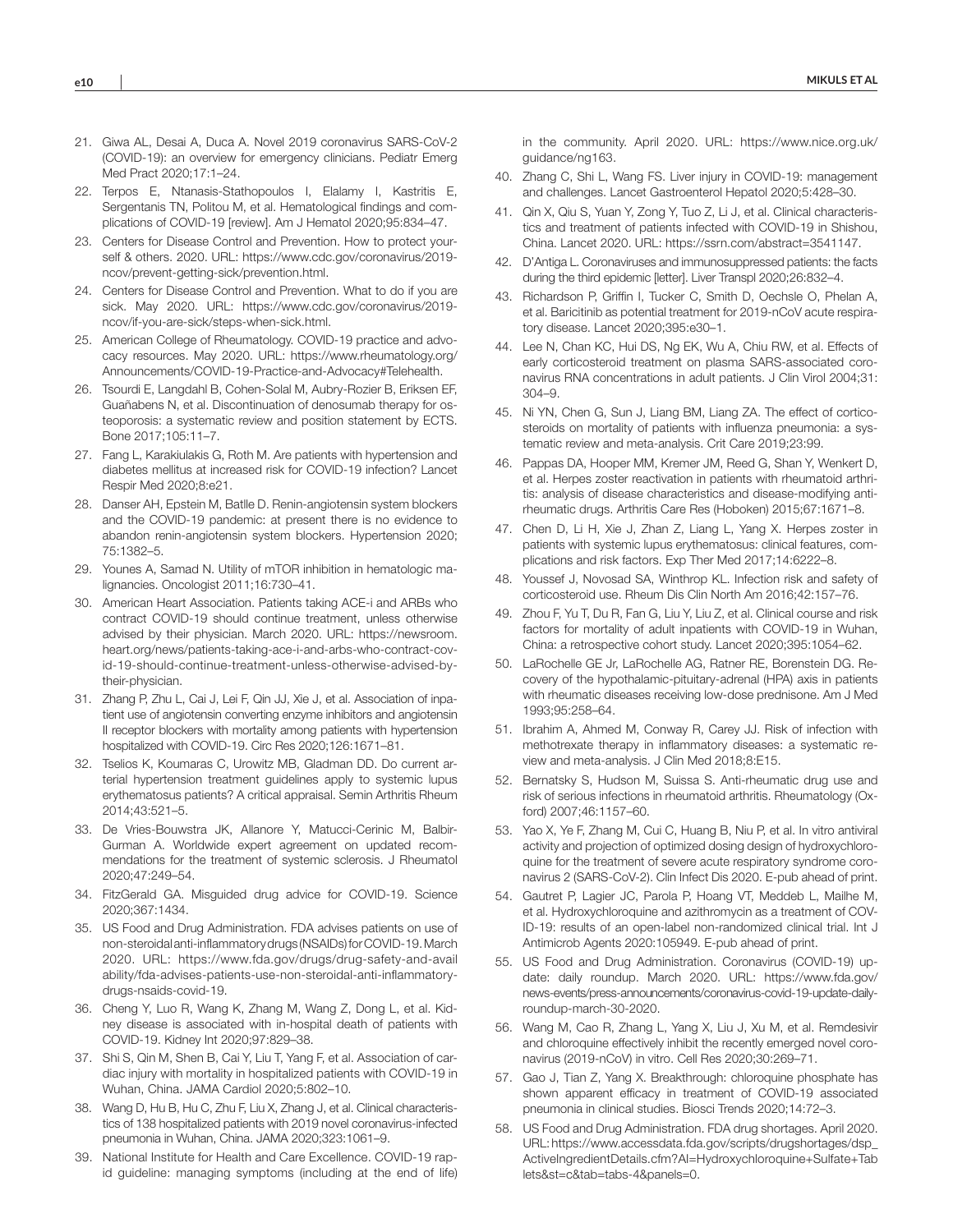21. Giwa AL, Desai A, Duca A. Novel 2019 coronavirus SARS-CoV-2 (COVID-19): an overview for emergency clinicians. Pediatr Emerg Med Pract 2020;17:1–24.
22. Terpos E, Ntanasis-Stathopoulos I, Elalamy I, Kastritis E, Sergentanis TN, Politou M, et al. Hematological findings and complications of COVID-19 [review]. Am J Hematol 2020;95:834–47.
23. Centers for Disease Control and Prevention. How to protect yourself & others. 2020. URL: https://www.cdc.gov/coronavirus/2019-ncov/prevent-getting-sick/prevention.html.
24. Centers for Disease Control and Prevention. What to do if you are sick. May 2020. URL: https://www.cdc.gov/coronavirus/2019-ncov/if-you-are-sick/steps-when-sick.html.
25. American College of Rheumatology. COVID-19 practice and advocacy resources. May 2020. URL: https://www.rheumatology.org/Announcements/COVID-19-Practice-and-Advocacy#Telehealth.
26. Tsourdi E, Langdahl B, Cohen-Solal M, Aubry-Rozier B, Eriksen EF, Guañabens N, et al. Discontinuation of denosumab therapy for osteoporosis: a systematic review and position statement by ECTS. Bone 2017;105:11–7.
27. Fang L, Karakiulakis G, Roth M. Are patients with hypertension and diabetes mellitus at increased risk for COVID-19 infection? Lancet Respir Med 2020;8:e21.
28. Danser AH, Epstein M, Batlle D. Renin-angiotensin system blockers and the COVID-19 pandemic: at present there is no evidence to abandon renin-angiotensin system blockers. Hypertension 2020; 75:1382–5.
29. Younes A, Samad N. Utility of mTOR inhibition in hematologic malignancies. Oncologist 2011;16:730–41.
30. American Heart Association. Patients taking ACE-i and ARBs who contract COVID-19 should continue treatment, unless otherwise advised by their physician. March 2020. URL: https://newsroom.heart.org/news/patients-taking-ace-i-and-arbs-who-contract-covid-19-should-continue-treatment-unless-otherwise-advised-by-their-physician.
31. Zhang P, Zhu L, Cai J, Lei F, Qin JJ, Xie J, et al. Association of inpatient use of angiotensin converting enzyme inhibitors and angiotensin II receptor blockers with mortality among patients with hypertension hospitalized with COVID-19. Circ Res 2020;126:1671–81.
32. Tselios K, Koumaras C, Urowitz MB, Gladman DD. Do current arterial hypertension treatment guidelines apply to systemic lupus erythematosus patients? A critical appraisal. Semin Arthritis Rheum 2014;43:521–5.
33. De Vries-Bouwstra JK, Allanore Y, Matucci-Cerinic M, Balbir-Gurman A. Worldwide expert agreement on updated recommendations for the treatment of systemic sclerosis. J Rheumatol 2020;47:249–54.
34. FitzGerald GA. Misguided drug advice for COVID-19. Science 2020;367:1434.
35. US Food and Drug Administration. FDA advises patients on use of non-steroidal anti-inflammatory drugs (NSAIDs) for COVID-19. March 2020. URL: https://www.fda.gov/drugs/drug-safety-and-availability/fda-advises-patients-use-non-steroidal-anti-inflammatory-drugs-nsaids-covid-19.
36. Cheng Y, Luo R, Wang K, Zhang M, Wang Z, Dong L, et al. Kidney disease is associated with in-hospital death of patients with COVID-19. Kidney Int 2020;97:829–38.
37. Shi S, Qin M, Shen B, Cai Y, Liu T, Yang F, et al. Association of cardiac injury with mortality in hospitalized patients with COVID-19 in Wuhan, China. JAMA Cardiol 2020;5:802–10.
38. Wang D, Hu B, Hu C, Zhu F, Liu X, Zhang J, et al. Clinical characteristics of 138 hospitalized patients with 2019 novel coronavirus-infected pneumonia in Wuhan, China. JAMA 2020;323:1061–9.
39. National Institute for Health and Care Excellence. COVID-19 rapid guideline: managing symptoms (including at the end of life) in the community. April 2020. URL: https://www.nice.org.uk/guidance/ng163.
40. Zhang C, Shi L, Wang FS. Liver injury in COVID-19: management and challenges. Lancet Gastroenterol Hepatol 2020;5:428–30.
41. Qin X, Qiu S, Yuan Y, Zong Y, Tuo Z, Li J, et al. Clinical characteristics and treatment of patients infected with COVID-19 in Shishou, China. Lancet 2020. URL: https://ssrn.com/abstract=3541147.
42. D'Antiga L. Coronaviruses and immunosuppressed patients: the facts during the third epidemic [letter]. Liver Transpl 2020;26:832–4.
43. Richardson P, Griffin I, Tucker C, Smith D, Oechsle O, Phelan A, et al. Baricitinib as potential treatment for 2019-nCoV acute respiratory disease. Lancet 2020;395:e30–1.
44. Lee N, Chan KC, Hui DS, Ng EK, Wu A, Chiu RW, et al. Effects of early corticosteroid treatment on plasma SARS-associated coronavirus RNA concentrations in adult patients. J Clin Virol 2004;31: 304–9.
45. Ni YN, Chen G, Sun J, Liang BM, Liang ZA. The effect of corticosteroids on mortality of patients with influenza pneumonia: a systematic review and meta-analysis. Crit Care 2019;23:99.
46. Pappas DA, Hooper MM, Kremer JM, Reed G, Shan Y, Wenkert D, et al. Herpes zoster reactivation in patients with rheumatoid arthritis: analysis of disease characteristics and disease-modifying antirheumatic drugs. Arthritis Care Res (Hoboken) 2015;67:1671–8.
47. Chen D, Li H, Xie J, Zhan Z, Liang L, Yang X. Herpes zoster in patients with systemic lupus erythematosus: clinical features, complications and risk factors. Exp Ther Med 2017;14:6222–8.
48. Youssef J, Novosad SA, Winthrop KL. Infection risk and safety of corticosteroid use. Rheum Dis Clin North Am 2016;42:157–76.
49. Zhou F, Yu T, Du R, Fan G, Liu Y, Liu Z, et al. Clinical course and risk factors for mortality of adult inpatients with COVID-19 in Wuhan, China: a retrospective cohort study. Lancet 2020;395:1054–62.
50. LaRochelle GE Jr, LaRochelle AG, Ratner RE, Borenstein DG. Recovery of the hypothalamic-pituitary-adrenal (HPA) axis in patients with rheumatic diseases receiving low-dose prednisone. Am J Med 1993;95:258–64.
51. Ibrahim A, Ahmed M, Conway R, Carey JJ. Risk of infection with methotrexate therapy in inflammatory diseases: a systematic review and meta-analysis. J Clin Med 2018;8:E15.
52. Bernatsky S, Hudson M, Suissa S. Anti-rheumatic drug use and risk of serious infections in rheumatoid arthritis. Rheumatology (Oxford) 2007;46:1157–60.
53. Yao X, Ye F, Zhang M, Cui C, Huang B, Niu P, et al. In vitro antiviral activity and projection of optimized dosing design of hydroxychloroquine for the treatment of severe acute respiratory syndrome coronavirus 2 (SARS-CoV-2). Clin Infect Dis 2020. E-pub ahead of print.
54. Gautret P, Lagier JC, Parola P, Hoang VT, Meddeb L, Mailhe M, et al. Hydroxychloroquine and azithromycin as a treatment of COVID-19: results of an open-label non-randomized clinical trial. Int J Antimicrob Agents 2020:105949. E-pub ahead of print.
55. US Food and Drug Administration. Coronavirus (COVID-19) update: daily roundup. March 2020. URL: https://www.fda.gov/news-events/press-announcements/coronavirus-covid-19-update-daily-roundup-march-30-2020.
56. Wang M, Cao R, Zhang L, Yang X, Liu J, Xu M, et al. Remdesivir and chloroquine effectively inhibit the recently emerged novel coronavirus (2019-nCoV) in vitro. Cell Res 2020;30:269–71.
57. Gao J, Tian Z, Yang X. Breakthrough: chloroquine phosphate has shown apparent efficacy in treatment of COVID-19 associated pneumonia in clinical studies. Biosci Trends 2020;14:72–3.
58. US Food and Drug Administration. FDA drug shortages. April 2020. URL: https://www.accessdata.fda.gov/scripts/drugshortages/dsp_ActiveIngredientDetails.cfm?AI=Hydroxychloroquine+Sulfate+Tablets&st=c&tab=tabs-4&panels=0.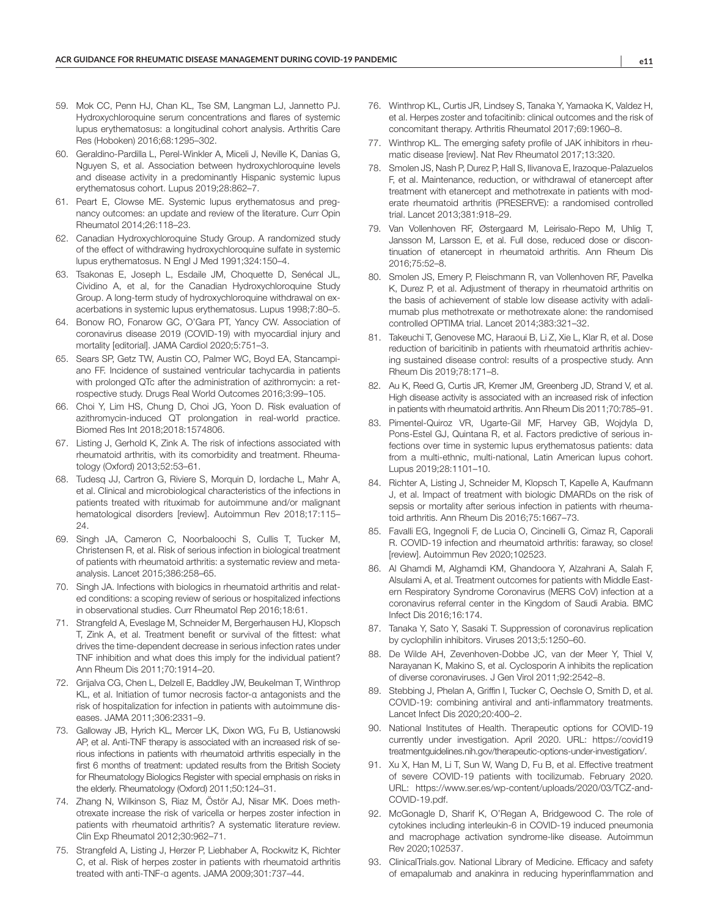59. Mok CC, Penn HJ, Chan KL, Tse SM, Langman LJ, Jannetto PJ. Hydroxychloroquine serum concentrations and flares of systemic lupus erythematosus: a longitudinal cohort analysis. Arthritis Care Res (Hoboken) 2016;68:1295–302.
60. Geraldino-Pardilla L, Perel-Winkler A, Miceli J, Neville K, Danias G, Nguyen S, et al. Association between hydroxychloroquine levels and disease activity in a predominantly Hispanic systemic lupus erythematosus cohort. Lupus 2019;28:862–7.
61. Peart E, Clowse ME. Systemic lupus erythematosus and pregnancy outcomes: an update and review of the literature. Curr Opin Rheumatol 2014;26:118–23.
62. Canadian Hydroxychloroquine Study Group. A randomized study of the effect of withdrawing hydroxychloroquine sulfate in systemic lupus erythematosus. N Engl J Med 1991;324:150–4.
63. Tsakonas E, Joseph L, Esdaile JM, Choquette D, Senécal JL, Cividino A, et al, for the Canadian Hydroxychloroquine Study Group. A long-term study of hydroxychloroquine withdrawal on exacerbations in systemic lupus erythematosus. Lupus 1998;7:80–5.
64. Bonow RO, Fonarow GC, O'Gara PT, Yancy CW. Association of coronavirus disease 2019 (COVID-19) with myocardial injury and mortality [editorial]. JAMA Cardiol 2020;5:751–3.
65. Sears SP, Getz TW, Austin CO, Palmer WC, Boyd EA, Stancampiano FF. Incidence of sustained ventricular tachycardia in patients with prolonged QTc after the administration of azithromycin: a retrospective study. Drugs Real World Outcomes 2016;3:99–105.
66. Choi Y, Lim HS, Chung D, Choi JG, Yoon D. Risk evaluation of azithromycin-induced QT prolongation in real-world practice. Biomed Res Int 2018;2018:1574806.
67. Listing J, Gerhold K, Zink A. The risk of infections associated with rheumatoid arthritis, with its comorbidity and treatment. Rheumatology (Oxford) 2013;52:53–61.
68. Tudesq JJ, Cartron G, Riviere S, Morquin D, Iordache L, Mahr A, et al. Clinical and microbiological characteristics of the infections in patients treated with rituximab for autoimmune and/or malignant hematological disorders [review]. Autoimmun Rev 2018;17:115–24.
69. Singh JA, Cameron C, Noorbaloochi S, Cullis T, Tucker M, Christensen R, et al. Risk of serious infection in biological treatment of patients with rheumatoid arthritis: a systematic review and meta-analysis. Lancet 2015;386:258–65.
70. Singh JA. Infections with biologics in rheumatoid arthritis and related conditions: a scoping review of serious or hospitalized infections in observational studies. Curr Rheumatol Rep 2016;18:61.
71. Strangfeld A, Eveslage M, Schneider M, Bergerhausen HJ, Klopsch T, Zink A, et al. Treatment benefit or survival of the fittest: what drives the time-dependent decrease in serious infection rates under TNF inhibition and what does this imply for the individual patient? Ann Rheum Dis 2011;70:1914–20.
72. Grijalva CG, Chen L, Delzell E, Baddley JW, Beukelman T, Winthrop KL, et al. Initiation of tumor necrosis factor-α antagonists and the risk of hospitalization for infection in patients with autoimmune diseases. JAMA 2011;306:2331–9.
73. Galloway JB, Hyrich KL, Mercer LK, Dixon WG, Fu B, Ustianowski AP, et al. Anti-TNF therapy is associated with an increased risk of serious infections in patients with rheumatoid arthritis especially in the first 6 months of treatment: updated results from the British Society for Rheumatology Biologics Register with special emphasis on risks in the elderly. Rheumatology (Oxford) 2011;50:124–31.
74. Zhang N, Wilkinson S, Riaz M, Östör AJ, Nisar MK. Does methotrexate increase the risk of varicella or herpes zoster infection in patients with rheumatoid arthritis? A systematic literature review. Clin Exp Rheumatol 2012;30:962–71.
75. Strangfeld A, Listing J, Herzer P, Liebhaber A, Rockwitz K, Richter C, et al. Risk of herpes zoster in patients with rheumatoid arthritis treated with anti-TNF-α agents. JAMA 2009;301:737–44.
76. Winthrop KL, Curtis JR, Lindsey S, Tanaka Y, Yamaoka K, Valdez H, et al. Herpes zoster and tofacitinib: clinical outcomes and the risk of concomitant therapy. Arthritis Rheumatol 2017;69:1960–8.
77. Winthrop KL. The emerging safety profile of JAK inhibitors in rheumatic disease [review]. Nat Rev Rheumatol 2017;13:320.
78. Smolen JS, Nash P, Durez P, Hall S, Ilivanova E, Irazoque-Palazuelos F, et al. Maintenance, reduction, or withdrawal of etanercept after treatment with etanercept and methotrexate in patients with moderate rheumatoid arthritis (PRESERVE): a randomised controlled trial. Lancet 2013;381:918–29.
79. Van Vollenhoven RF, Østergaard M, Leirisalo-Repo M, Uhlig T, Jansson M, Larsson E, et al. Full dose, reduced dose or discontinuation of etanercept in rheumatoid arthritis. Ann Rheum Dis 2016;75:52–8.
80. Smolen JS, Emery P, Fleischmann R, van Vollenhoven RF, Pavelka K, Durez P, et al. Adjustment of therapy in rheumatoid arthritis on the basis of achievement of stable low disease activity with adalimumab plus methotrexate or methotrexate alone: the randomised controlled OPTIMA trial. Lancet 2014;383:321–32.
81. Takeuchi T, Genovese MC, Haraoui B, Li Z, Xie L, Klar R, et al. Dose reduction of baricitinib in patients with rheumatoid arthritis achieving sustained disease control: results of a prospective study. Ann Rheum Dis 2019;78:171–8.
82. Au K, Reed G, Curtis JR, Kremer JM, Greenberg JD, Strand V, et al. High disease activity is associated with an increased risk of infection in patients with rheumatoid arthritis. Ann Rheum Dis 2011;70:785–91.
83. Pimentel-Quiroz VR, Ugarte-Gil MF, Harvey GB, Wojdyla D, Pons-Estel GJ, Quintana R, et al. Factors predictive of serious infections over time in systemic lupus erythematosus patients: data from a multi-ethnic, multi-national, Latin American lupus cohort. Lupus 2019;28:1101–10.
84. Richter A, Listing J, Schneider M, Klopsch T, Kapelle A, Kaufmann J, et al. Impact of treatment with biologic DMARDs on the risk of sepsis or mortality after serious infection in patients with rheumatoid arthritis. Ann Rheum Dis 2016;75:1667–73.
85. Favalli EG, Ingegnoli F, de Lucia O, Cincinelli G, Cimaz R, Caporali R. COVID-19 infection and rheumatoid arthritis: faraway, so close! [review]. Autoimmun Rev 2020;102523.
86. Al Ghamdi M, Alghamdi KM, Ghandoora Y, Alzahrani A, Salah F, Alsulami A, et al. Treatment outcomes for patients with Middle Eastern Respiratory Syndrome Coronavirus (MERS CoV) infection at a coronavirus referral center in the Kingdom of Saudi Arabia. BMC Infect Dis 2016;16:174.
87. Tanaka Y, Sato Y, Sasaki T. Suppression of coronavirus replication by cyclophilin inhibitors. Viruses 2013;5:1250–60.
88. De Wilde AH, Zevenhoven-Dobbe JC, van der Meer Y, Thiel V, Narayanan K, Makino S, et al. Cyclosporin A inhibits the replication of diverse coronaviruses. J Gen Virol 2011;92:2542–8.
89. Stebbing J, Phelan A, Griffin I, Tucker C, Oechsle O, Smith D, et al. COVID-19: combining antiviral and anti-inflammatory treatments. Lancet Infect Dis 2020;20:400–2.
90. National Institutes of Health. Therapeutic options for COVID-19 currently under investigation. April 2020. URL: https://covid19treatmentguidelines.nih.gov/therapeutic-options-under-investigation/.
91. Xu X, Han M, Li T, Sun W, Wang D, Fu B, et al. Effective treatment of severe COVID-19 patients with tocilizumab. February 2020. URL: https://www.ser.es/wp-content/uploads/2020/03/TCZ-and-COVID-19.pdf.
92. McGonagle D, Sharif K, O'Regan A, Bridgewood C. The role of cytokines including interleukin-6 in COVID-19 induced pneumonia and macrophage activation syndrome-like disease. Autoimmun Rev 2020;102537.
93. ClinicalTrials.gov. National Library of Medicine. Efficacy and safety of emapalumab and anakinra in reducing hyperinflammation and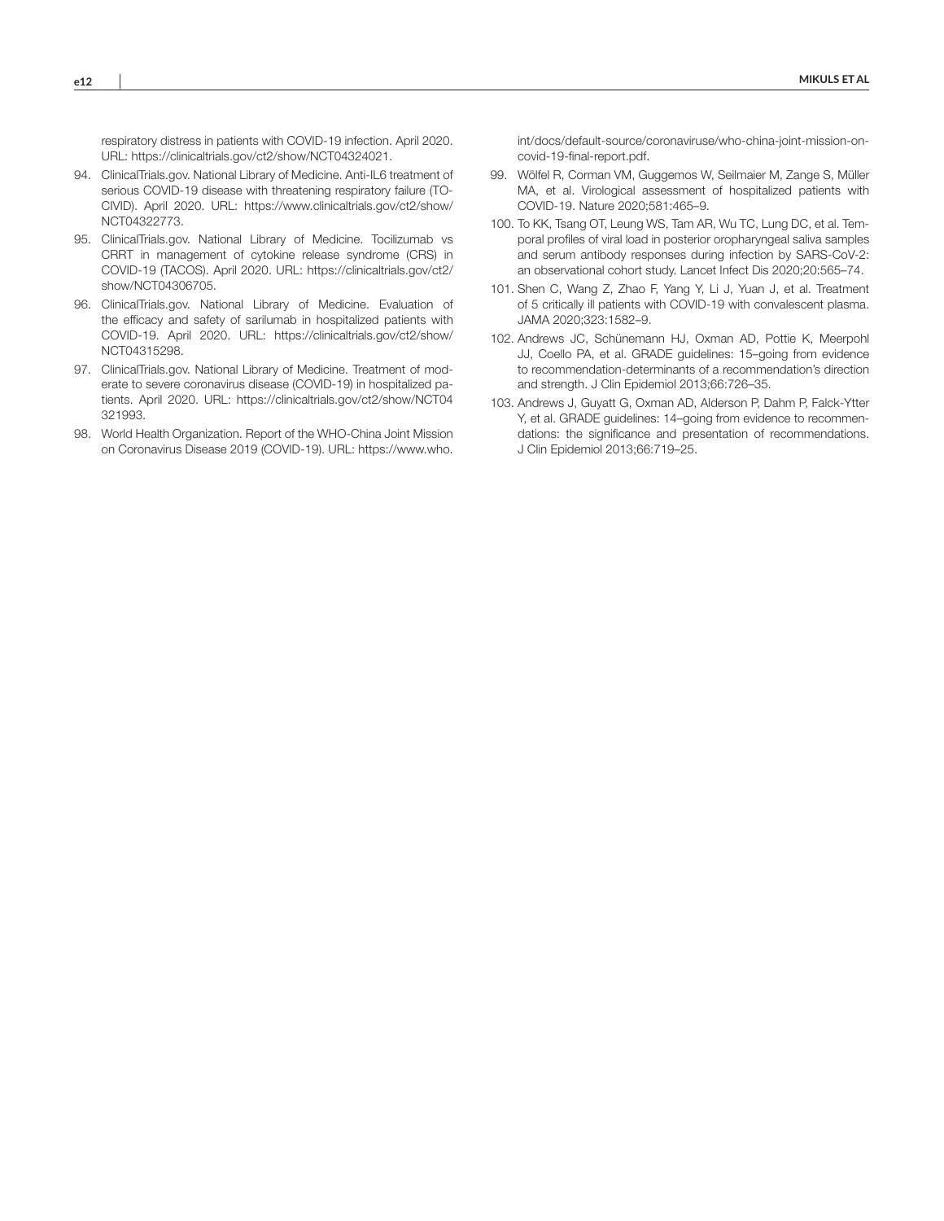respiratory distress in patients with COVID-19 infection. April 2020. URL: https://clinicaltrials.gov/ct2/show/NCT04324021.

94. ClinicalTrials.gov. National Library of Medicine. Anti-IL6 treatment of serious COVID-19 disease with threatening respiratory failure (TO-CIVID). April 2020. URL: https://www.clinicaltrials.gov/ct2/show/NCT04322773.
95. ClinicalTrials.gov. National Library of Medicine. Tocilizumab vs CRRT in management of cytokine release syndrome (CRS) in COVID-19 (TACOS). April 2020. URL: https://clinicaltrials.gov/ct2/show/NCT04306705.
96. ClinicalTrials.gov. National Library of Medicine. Evaluation of the efficacy and safety of sarilumab in hospitalized patients with COVID-19. April 2020. URL: https://clinicaltrials.gov/ct2/show/NCT04315298.
97. ClinicalTrials.gov. National Library of Medicine. Treatment of moderate to severe coronavirus disease (COVID-19) in hospitalized patients. April 2020. URL: https://clinicaltrials.gov/ct2/show/NCT04321993.
98. World Health Organization. Report of the WHO-China Joint Mission on Coronavirus Disease 2019 (COVID-19). URL: https://www.who.int/docs/default-source/coronaviruse/who-china-joint-mission-on-covid-19-final-report.pdf.
99. Wölfel R, Corman VM, Guggemos W, Seilmaier M, Zange S, Müller MA, et al. Virological assessment of hospitalized patients with COVID-19. Nature 2020;581:465–9.
100. To KK, Tsang OT, Leung WS, Tam AR, Wu TC, Lung DC, et al. Temporal profiles of viral load in posterior oropharyngeal saliva samples and serum antibody responses during infection by SARS-CoV-2: an observational cohort study. Lancet Infect Dis 2020;20:565–74.
101. Shen C, Wang Z, Zhao F, Yang Y, Li J, Yuan J, et al. Treatment of 5 critically ill patients with COVID-19 with convalescent plasma. JAMA 2020;323:1582–9.
102. Andrews JC, Schünemann HJ, Oxman AD, Pottie K, Meerpohl JJ, Coello PA, et al. GRADE guidelines: 15–going from evidence to recommendation-determinants of a recommendation's direction and strength. J Clin Epidemiol 2013;66:726–35.
103. Andrews J, Guyatt G, Oxman AD, Alderson P, Dahm P, Falck-Ytter Y, et al. GRADE guidelines: 14–going from evidence to recommendations: the significance and presentation of recommendations. J Clin Epidemiol 2013;66:719–25.